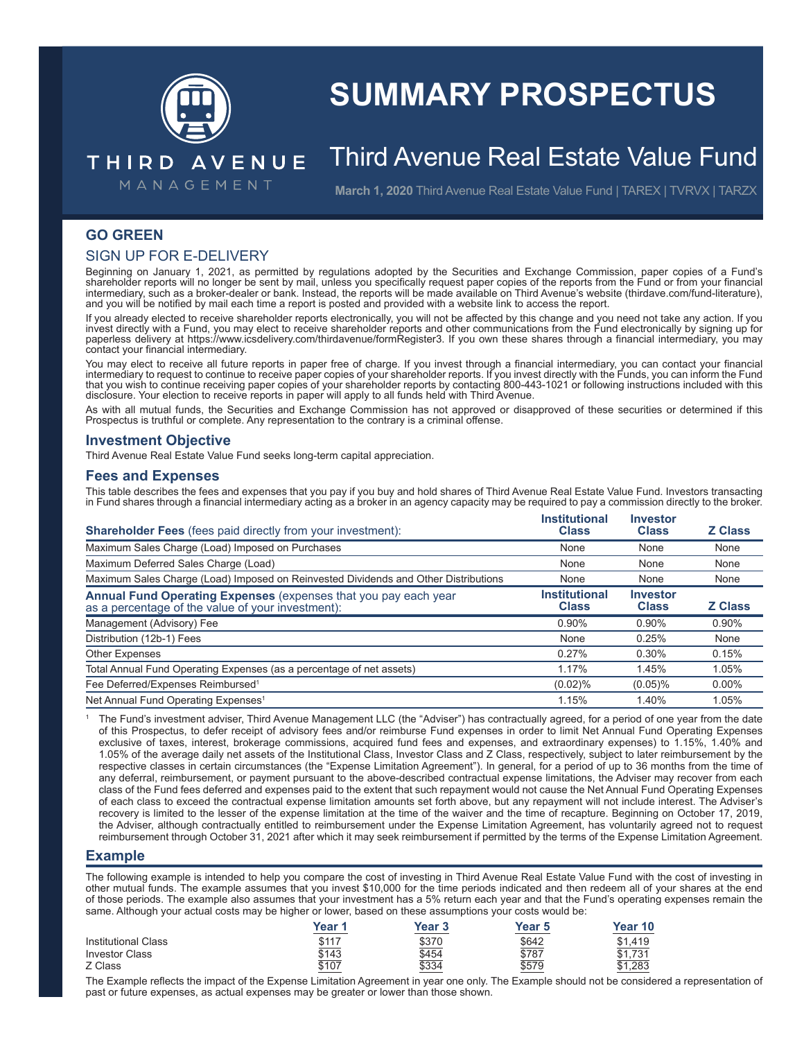# SUMMARY PROSPECTUS

THIRD AVENUE MANAGEMENT

## Third Avenue Real Estate Value Fund

**March 1, 2020** Third Avenue Real Estate Value Fund | TAREX | TVRVX | TARZX

## GO GREEN

### SIGN UP FOR E-DELIVERY

Beginning on January 1, 2021, as permitted by regulations adopted by the Securities and Exchange Commission, paper copies of a Fund's shareholder reports will no longer be sent by mail, unless you specifically request paper copies of the reports from the Fund or from your financial intermediary, such as a broker-dealer or bank. Instead, the reports will be made available on Third Avenue's website (thirdave.com/fund-literature), and you will be notified by mail each time a report is posted and provided with a website link to access the report.

If you already elected to receive shareholder reports electronically, you will not be affected by this change and you need not take any action. If you invest directly with a Fund, you may elect to receive shareholder reports and other communications from the Fund electronically by signing up for paperless delivery at https://www.icsdelivery.com/thirdavenue/formRegister3. If you own these shares through a financial intermediary, you may contact your financial intermediary.

You may elect to receive all future reports in paper free of charge. If you invest through a financial intermediary, you can contact your financial intermediary to request to continue to receive paper copies of your shareholder reports. If you invest directly with the Funds, you can inform the Fund that you wish to continue receiving paper copies of your shareholder reports by contacting 800-443-1021 or following instructions included with this disclosure. Your election to receive reports in paper will apply to all funds held with Third Avenue.

As with all mutual funds, the Securities and Exchange Commission has not approved or disapproved of these securities or determined if this Prospectus is truthful or complete. Any representation to the contrary is a criminal offense.

## Investment Objective

Third Avenue Real Estate Value Fund seeks long-term capital appreciation.

## Fees and Expenses

This table describes the fees and expenses that you pay if you buy and hold shares of Third Avenue Real Estate Value Fund. Investors transacting in Fund shares through a financial intermediary acting as a broker in an agency capacity may be required to pay a commission directly to the broker.

| **Shareholder Fees** (fees paid directly from your investment): | Institutional Class | Investor Class | Z Class |
|---|---|---|---|
| Maximum Sales Charge (Load) Imposed on Purchases | None | None | None |
| Maximum Deferred Sales Charge (Load) | None | None | None |
| Maximum Sales Charge (Load) Imposed on Reinvested Dividends and Other Distributions | None | None | None |

| **Annual Fund Operating Expenses** (expenses that you pay each year as a percentage of the value of your investment): | Institutional Class | Investor Class | Z Class |
|---|---|---|---|
| Management (Advisory) Fee | 0.90% | 0.90% | 0.90% |
| Distribution (12b-1) Fees | None | 0.25% | None |
| Other Expenses | 0.27% | 0.30% | 0.15% |
| Total Annual Fund Operating Expenses (as a percentage of net assets) | 1.17% | 1.45% | 1.05% |
| Fee Deferred/Expenses Reimbursed[1] | (0.02)% | (0.05)% | 0.00% |
| Net Annual Fund Operating Expenses[1] | 1.15% | 1.40% | 1.05% |

[1] The Fund's investment adviser, Third Avenue Management LLC (the "Adviser") has contractually agreed, for a period of one year from the date of this Prospectus, to defer receipt of advisory fees and/or reimburse Fund expenses in order to limit Net Annual Fund Operating Expenses exclusive of taxes, interest, brokerage commissions, acquired fund fees and expenses, and extraordinary expenses) to 1.15%, 1.40% and 1.05% of the average daily net assets of the Institutional Class, Investor Class and Z Class, respectively, subject to later reimbursement by the respective classes in certain circumstances (the "Expense Limitation Agreement"). In general, for a period of up to 36 months from the time of any deferral, reimbursement, or payment pursuant to the above-described contractual expense limitations, the Adviser may recover from each class of the Fund fees deferred and expenses paid to the extent that such repayment would not cause the Net Annual Fund Operating Expenses of each class to exceed the contractual expense limitation amounts set forth above, but any repayment will not include interest. The Adviser's recovery is limited to the lesser of the expense limitation at the time of the waiver and the time of recapture. Beginning on October 17, 2019, the Adviser, although contractually entitled to reimbursement under the Expense Limitation Agreement, has voluntarily agreed not to request reimbursement through October 31, 2021 after which it may seek reimbursement if permitted by the terms of the Expense Limitation Agreement.

## Example

The following example is intended to help you compare the cost of investing in Third Avenue Real Estate Value Fund with the cost of investing in other mutual funds. The example assumes that you invest $10,000 for the time periods indicated and then redeem all of your shares at the end of those periods. The example also assumes that your investment has a 5% return each year and that the Fund's operating expenses remain the same. Although your actual costs may be higher or lower, based on these assumptions your costs would be:

| | Year 1 | Year 3 | Year 5 | Year 10 |
|---|---|---|---|---|
| Institutional Class | $117 | $370 | $642 | $1,419 |
| Investor Class | $143 | $454 | $787 | $1,731 |
| Z Class | $107 | $334 | $579 | $1,283 |

The Example reflects the impact of the Expense Limitation Agreement in year one only. The Example should not be considered a representation of past or future expenses, as actual expenses may be greater or lower than those shown.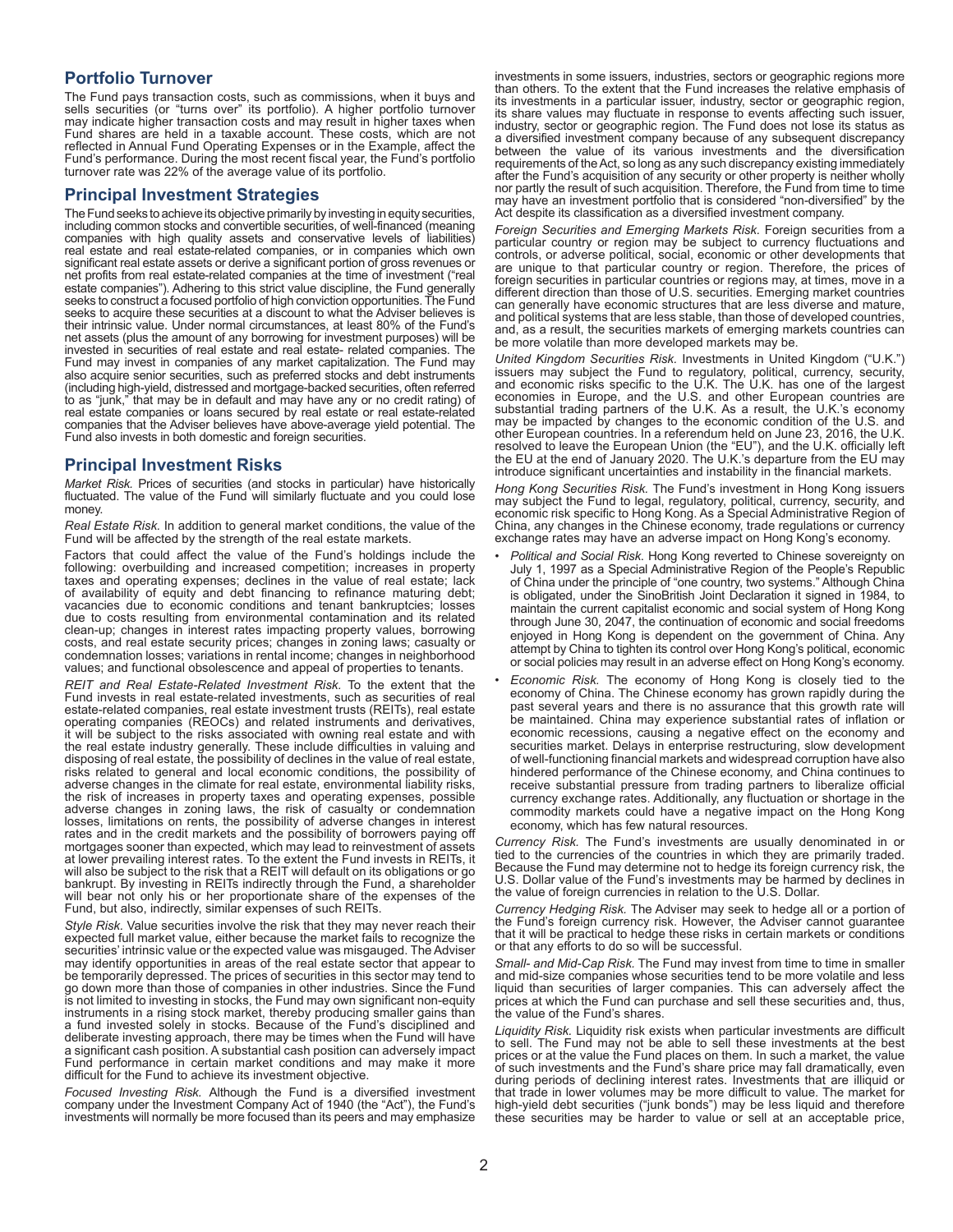## Portfolio Turnover

The Fund pays transaction costs, such as commissions, when it buys and sells securities (or "turns over" its portfolio). A higher portfolio turnover may indicate higher transaction costs and may result in higher taxes when Fund shares are held in a taxable account. These costs, which are not reflected in Annual Fund Operating Expenses or in the Example, affect the Fund's performance. During the most recent fiscal year, the Fund's portfolio turnover rate was 22% of the average value of its portfolio.

## Principal Investment Strategies

The Fund seeks to achieve its objective primarily by investing in equity securities, including common stocks and convertible securities, of well-financed (meaning companies with high quality assets and conservative levels of liabilities) real estate and real estate-related companies, or in companies which own significant real estate assets or derive a significant portion of gross revenues or net profits from real estate-related companies at the time of investment ("real estate companies"). Adhering to this strict value discipline, the Fund generally seeks to construct a focused portfolio of high conviction opportunities. The Fund seeks to acquire these securities at a discount to what the Adviser believes is their intrinsic value. Under normal circumstances, at least 80% of the Fund's net assets (plus the amount of any borrowing for investment purposes) will be invested in securities of real estate and real estate- related companies. The Fund may invest in companies of any market capitalization. The Fund may also acquire senior securities, such as preferred stocks and debt instruments (including high-yield, distressed and mortgage-backed securities, often referred to as "junk," that may be in default and may have any or no credit rating) of real estate companies or loans secured by real estate or real estate-related companies that the Adviser believes have above-average yield potential. The Fund also invests in both domestic and foreign securities.

## Principal Investment Risks

*Market Risk.* Prices of securities (and stocks in particular) have historically fluctuated. The value of the Fund will similarly fluctuate and you could lose money.

*Real Estate Risk.* In addition to general market conditions, the value of the Fund will be affected by the strength of the real estate markets.

Factors that could affect the value of the Fund's holdings include the following: overbuilding and increased competition; increases in property taxes and operating expenses; declines in the value of real estate; lack of availability of equity and debt financing to refinance maturing debt; vacancies due to economic conditions and tenant bankruptcies; losses due to costs resulting from environmental contamination and its related clean-up; changes in interest rates impacting property values, borrowing costs, and real estate security prices; changes in zoning laws; casualty or condemnation losses; variations in rental income; changes in neighborhood values; and functional obsolescence and appeal of properties to tenants.

*REIT and Real Estate-Related Investment Risk.* To the extent that the Fund invests in real estate-related investments, such as securities of real estate-related companies, real estate investment trusts (REITs), real estate operating companies (REOCs) and related instruments and derivatives, it will be subject to the risks associated with owning real estate and with the real estate industry generally. These include difficulties in valuing and disposing of real estate, the possibility of declines in the value of real estate, risks related to general and local economic conditions, the possibility of adverse changes in the climate for real estate, environmental liability risks, the risk of increases in property taxes and operating expenses, possible adverse changes in zoning laws, the risk of casualty or condemnation losses, limitations on rents, the possibility of adverse changes in interest rates and in the credit markets and the possibility of borrowers paying off mortgages sooner than expected, which may lead to reinvestment of assets at lower prevailing interest rates. To the extent the Fund invests in REITs, it will also be subject to the risk that a REIT will default on its obligations or go bankrupt. By investing in REITs indirectly through the Fund, a shareholder will bear not only his or her proportionate share of the expenses of the Fund, but also, indirectly, similar expenses of such REITs.

*Style Risk.* Value securities involve the risk that they may never reach their expected full market value, either because the market fails to recognize the securities' intrinsic value or the expected value was misgauged. The Adviser may identify opportunities in areas of the real estate sector that appear to be temporarily depressed. The prices of securities in this sector may tend to go down more than those of companies in other industries. Since the Fund is not limited to investing in stocks, the Fund may own significant non-equity instruments in a rising stock market, thereby producing smaller gains than a fund invested solely in stocks. Because of the Fund's disciplined and deliberate investing approach, there may be times when the Fund will have a significant cash position. A substantial cash position can adversely impact Fund performance in certain market conditions and may make it more difficult for the Fund to achieve its investment objective.

*Focused Investing Risk.* Although the Fund is a diversified investment company under the Investment Company Act of 1940 (the "Act"), the Fund's investments will normally be more focused than its peers and may emphasize investments in some issuers, industries, sectors or geographic regions more than others. To the extent that the Fund increases the relative emphasis of its investments in a particular issuer, industry, sector or geographic region, its share values may fluctuate in response to events affecting such issuer, industry, sector or geographic region. The Fund does not lose its status as a diversified investment company because of any subsequent discrepancy between the value of its various investments and the diversification requirements of the Act, so long as any such discrepancy existing immediately after the Fund's acquisition of any security or other property is neither wholly nor partly the result of such acquisition. Therefore, the Fund from time to time may have an investment portfolio that is considered "non-diversified" by the Act despite its classification as a diversified investment company.

*Foreign Securities and Emerging Markets Risk.* Foreign securities from a particular country or region may be subject to currency fluctuations and controls, or adverse political, social, economic or other developments that are unique to that particular country or region. Therefore, the prices of foreign securities in particular countries or regions may, at times, move in a different direction than those of U.S. securities. Emerging market countries can generally have economic structures that are less diverse and mature, and political systems that are less stable, than those of developed countries, and, as a result, the securities markets of emerging markets countries can be more volatile than more developed markets may be.

*United Kingdom Securities Risk.* Investments in United Kingdom ("U.K.") issuers may subject the Fund to regulatory, political, currency, security, and economic risks specific to the U.K. The U.K. has one of the largest economies in Europe, and the U.S. and other European countries are substantial trading partners of the U.K. As a result, the U.K.'s economy may be impacted by changes to the economic condition of the U.S. and other European countries. In a referendum held on June 23, 2016, the U.K. resolved to leave the European Union (the "EU"), and the U.K. officially left the EU at the end of January 2020. The U.K.'s departure from the EU may introduce significant uncertainties and instability in the financial markets.

*Hong Kong Securities Risk.* The Fund's investment in Hong Kong issuers may subject the Fund to legal, regulatory, political, currency, security, and economic risk specific to Hong Kong. As a Special Administrative Region of China, any changes in the Chinese economy, trade regulations or currency exchange rates may have an adverse impact on Hong Kong's economy.

- *Political and Social Risk.* Hong Kong reverted to Chinese sovereignty on July 1, 1997 as a Special Administrative Region of the People's Republic of China under the principle of "one country, two systems." Although China is obligated, under the SinoBritish Joint Declaration it signed in 1984, to maintain the current capitalist economic and social system of Hong Kong through June 30, 2047, the continuation of economic and social freedoms enjoyed in Hong Kong is dependent on the government of China. Any attempt by China to tighten its control over Hong Kong's political, economic or social policies may result in an adverse effect on Hong Kong's economy.
- *Economic Risk.* The economy of Hong Kong is closely tied to the economy of China. The Chinese economy has grown rapidly during the past several years and there is no assurance that this growth rate will be maintained. China may experience substantial rates of inflation or economic recessions, causing a negative effect on the economy and securities market. Delays in enterprise restructuring, slow development of well-functioning financial markets and widespread corruption have also hindered performance of the Chinese economy, and China continues to receive substantial pressure from trading partners to liberalize official currency exchange rates. Additionally, any fluctuation or shortage in the commodity markets could have a negative impact on the Hong Kong economy, which has few natural resources.

*Currency Risk.* The Fund's investments are usually denominated in or tied to the currencies of the countries in which they are primarily traded. Because the Fund may determine not to hedge its foreign currency risk, the U.S. Dollar value of the Fund's investments may be harmed by declines in the value of foreign currencies in relation to the U.S. Dollar.

*Currency Hedging Risk.* The Adviser may seek to hedge all or a portion of the Fund's foreign currency risk. However, the Adviser cannot guarantee that it will be practical to hedge these risks in certain markets or conditions or that any efforts to do so will be successful.

*Small- and Mid-Cap Risk.* The Fund may invest from time to time in smaller and mid-size companies whose securities tend to be more volatile and less liquid than securities of larger companies. This can adversely affect the prices at which the Fund can purchase and sell these securities and, thus, the value of the Fund's shares.

*Liquidity Risk.* Liquidity risk exists when particular investments are difficult to sell. The Fund may not be able to sell these investments at the best prices or at the value the Fund places on them. In such a market, the value of such investments and the Fund's share price may fall dramatically, even during periods of declining interest rates. Investments that are illiquid or that trade in lower volumes may be more difficult to value. The market for high-yield debt securities ("junk bonds") may be less liquid and therefore these securities may be harder to value or sell at an acceptable price,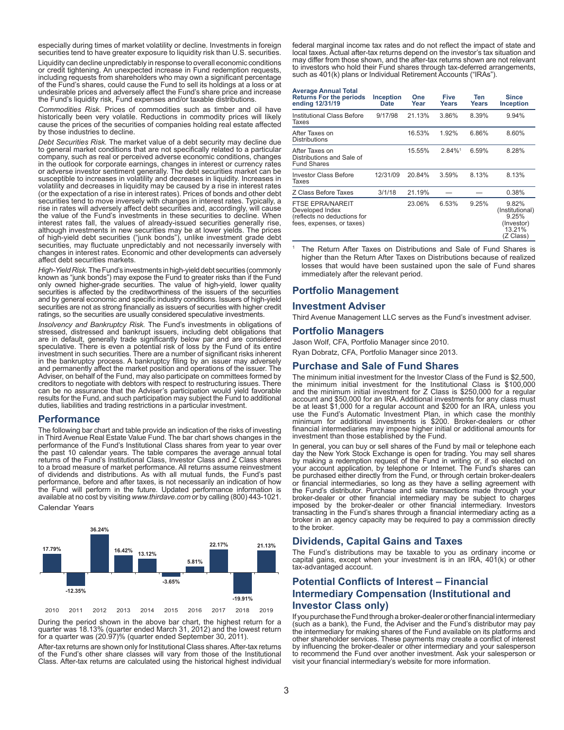especially during times of market volatility or decline. Investments in foreign securities tend to have greater exposure to liquidity risk than U.S. securities.

Liquidity can decline unpredictably in response to overall economic conditions or credit tightening. An unexpected increase in Fund redemption requests, including requests from shareholders who may own a significant percentage of the Fund's shares, could cause the Fund to sell its holdings at a loss or at undesirable prices and adversely affect the Fund's share price and increase the Fund's liquidity risk, Fund expenses and/or taxable distributions.

*Commodities Risk.* Prices of commodities such as timber and oil have historically been very volatile. Reductions in commodity prices will likely cause the prices of the securities of companies holding real estate affected by those industries to decline.

*Debt Securities Risk.* The market value of a debt security may decline due to general market conditions that are not specifically related to a particular company, such as real or perceived adverse economic conditions, changes in the outlook for corporate earnings, changes in interest or currency rates or adverse investor sentiment generally. The debt securities market can be susceptible to increases in volatility and decreases in liquidity. Increases in volatility and decreases in liquidity may be caused by a rise in interest rates (or the expectation of a rise in interest rates). Prices of bonds and other debt securities tend to move inversely with changes in interest rates. Typically, a rise in rates will adversely affect debt securities and, accordingly, will cause the value of the Fund's investments in these securities to decline. When interest rates fall, the values of already-issued securities generally rise, although investments in new securities may be at lower yields. The prices of high-yield debt securities ("junk bonds"), unlike investment grade debt securities, may fluctuate unpredictably and not necessarily inversely with changes in interest rates. Economic and other developments can adversely affect debt securities markets.

*High-Yield Risk.* The Fund's investments in high-yield debt securities (commonly known as "junk bonds") may expose the Fund to greater risks than if the Fund only owned higher-grade securities. The value of high-yield, lower quality securities is affected by the creditworthiness of the issuers of the securities and by general economic and specific industry conditions. Issuers of high-yield securities are not as strong financially as issuers of securities with higher credit ratings, so the securities are usually considered speculative investments.

*Insolvency and Bankruptcy Risk.* The Fund's investments in obligations of stressed, distressed and bankrupt issuers, including debt obligations that are in default, generally trade significantly below par and are considered speculative. There is even a potential risk of loss by the Fund of its entire investment in such securities. There are a number of significant risks inherent in the bankruptcy process. A bankruptcy filing by an issuer may adversely and permanently affect the market position and operations of the issuer. The Adviser, on behalf of the Fund, may also participate on committees formed by creditors to negotiate with debtors with respect to restructuring issues. There can be no assurance that the Adviser's participation would yield favorable results for the Fund, and such participation may subject the Fund to additional duties, liabilities and trading restrictions in a particular investment.

## Performance

The following bar chart and table provide an indication of the risks of investing in Third Avenue Real Estate Value Fund. The bar chart shows changes in the performance of the Fund's Institutional Class shares from year to year over the past 10 calendar years. The table compares the average annual total returns of the Fund's Institutional Class, Investor Class and Z Class shares to a broad measure of market performance. All returns assume reinvestment of dividends and distributions. As with all mutual funds, the Fund's past performance, before and after taxes, is not necessarily an indication of how the Fund will perform in the future. Updated performance information is available at no cost by visiting *www.thirdave.com* or by calling (800) 443-1021.

Calendar Years

| 2010 | 2011 | 2012 | 2013 | 2014 | 2015 | 2016 | 2017 | 2018 | 2019 |
|---|---|---|---|---|---|---|---|---|---|
| 17.79% | -12.35% | 36.24% | 16.42% | 13.12% | -3.65% | 5.81% | 22.17% | -19.91% | 21.13% |

During the period shown in the above bar chart, the highest return for a quarter was 18.13% (quarter ended March 31, 2012) and the lowest return for a quarter was (20.97)% (quarter ended September 30, 2011).

After-tax returns are shown only for Institutional Class shares. After-tax returns of the Fund's other share classes will vary from those of the Institutional Class. After-tax returns are calculated using the historical highest individual federal marginal income tax rates and do not reflect the impact of state and local taxes. Actual after-tax returns depend on the investor's tax situation and may differ from those shown, and the after-tax returns shown are not relevant to investors who hold their Fund shares through tax-deferred arrangements, such as 401(k) plans or Individual Retirement Accounts ("IRAs").

| Average Annual Total Returns For the periods ending 12/31/19 | Inception Date | One Year | Five Years | Ten Years | Since Inception |
|---|---|---|---|---|---|
| Institutional Class Before Taxes | 9/17/98 | 21.13% | 3.86% | 8.39% | 9.94% |
| After Taxes on Distributions | | 16.53% | 1.92% | 6.86% | 8.60% |
| After Taxes on Distributions and Sale of Fund Shares | | 15.55% | 2.84%[1] | 6.59% | 8.28% |
| Investor Class Before Taxes | 12/31/09 | 20.84% | 3.59% | 8.13% | 8.13% |
| Z Class Before Taxes | 3/1/18 | 21.19% | — | — | 0.38% |
| FTSE EPRA/NAREIT Developed Index (reflects no deductions for fees, expenses, or taxes) | | 23.06% | 6.53% | 9.25% | 9.82% (Institutional) 9.25% (Investor) 13.21% (Z Class) |

[1] The Return After Taxes on Distributions and Sale of Fund Shares is higher than the Return After Taxes on Distributions because of realized losses that would have been sustained upon the sale of Fund shares immediately after the relevant period.

## Portfolio Management

### Investment Adviser

Third Avenue Management LLC serves as the Fund's investment adviser.

### Portfolio Managers

Jason Wolf, CFA, Portfolio Manager since 2010.

Ryan Dobratz, CFA, Portfolio Manager since 2013.

## Purchase and Sale of Fund Shares

The minimum initial investment for the Investor Class of the Fund is $2,500, the minimum initial investment for the Institutional Class is $100,000 and the minimum initial investment for Z Class is $250,000 for a regular account and $50,000 for an IRA. Additional investments for any class must be at least $1,000 for a regular account and $200 for an IRA, unless you use the Fund's Automatic Investment Plan, in which case the monthly minimum for additional investments is $200. Broker-dealers or other financial intermediaries may impose higher initial or additional amounts for investment than those established by the Fund.

In general, you can buy or sell shares of the Fund by mail or telephone each day the New York Stock Exchange is open for trading. You may sell shares by making a redemption request of the Fund in writing or, if so elected on your account application, by telephone or Internet. The Fund's shares can be purchased either directly from the Fund, or through certain broker-dealers or financial intermediaries, so long as they have a selling agreement with the Fund's distributor. Purchase and sale transactions made through your broker-dealer or other financial intermediary may be subject to charges imposed by the broker-dealer or other financial intermediary. Investors transacting in the Fund's shares through a financial intermediary acting as a broker in an agency capacity may be required to pay a commission directly to the broker.

## Dividends, Capital Gains and Taxes

The Fund's distributions may be taxable to you as ordinary income or capital gains, except when your investment is in an IRA, 401(k) or other tax-advantaged account.

## Potential Conflicts of Interest – Financial Intermediary Compensation (Institutional and Investor Class only)

If you purchase the Fund through a broker-dealer or other financial intermediary (such as a bank), the Fund, the Adviser and the Fund's distributor may pay the intermediary for making shares of the Fund available on its platforms and other shareholder services. These payments may create a conflict of interest by influencing the broker-dealer or other intermediary and your salesperson to recommend the Fund over another investment. Ask your salesperson or visit your financial intermediary's website for more information.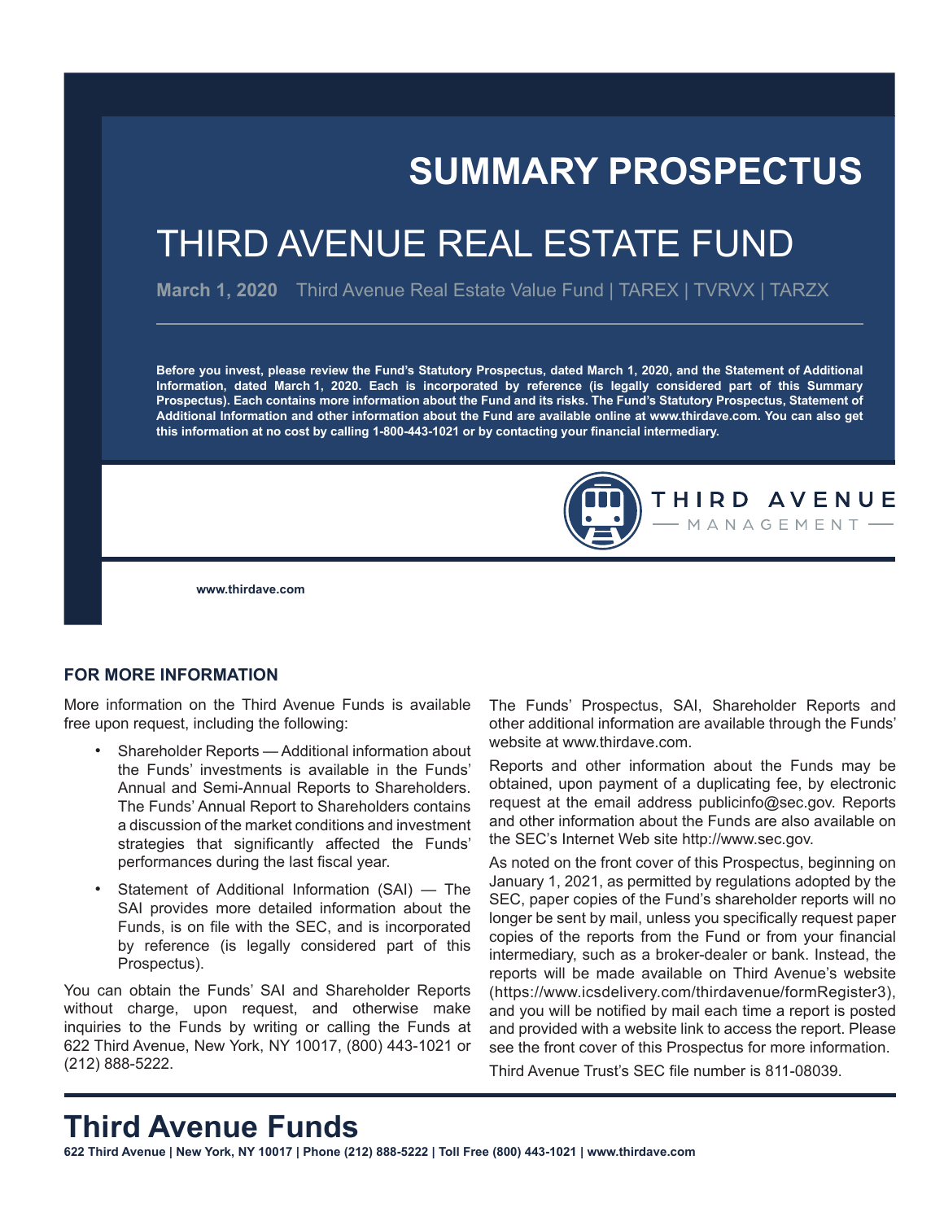# SUMMARY PROSPECTUS

## THIRD AVENUE REAL ESTATE FUND

**March 1, 2020** Third Avenue Real Estate Value Fund | TAREX | TVRVX | TARZX

**Before you invest, please review the Fund's Statutory Prospectus, dated March 1, 2020, and the Statement of Additional Information, dated March 1, 2020. Each is incorporated by reference (is legally considered part of this Summary Prospectus). Each contains more information about the Fund and its risks. The Fund's Statutory Prospectus, Statement of Additional Information and other information about the Fund are available online at www.thirdave.com. You can also get this information at no cost by calling 1-800-443-1021 or by contacting your financial intermediary.**

THIRD AVENUE
MANAGEMENT

**www.thirdave.com**

### FOR MORE INFORMATION

More information on the Third Avenue Funds is available free upon request, including the following:

- Shareholder Reports — Additional information about the Funds' investments is available in the Funds' Annual and Semi-Annual Reports to Shareholders. The Funds' Annual Report to Shareholders contains a discussion of the market conditions and investment strategies that significantly affected the Funds' performances during the last fiscal year.
- Statement of Additional Information (SAI) — The SAI provides more detailed information about the Funds, is on file with the SEC, and is incorporated by reference (is legally considered part of this Prospectus).

You can obtain the Funds' SAI and Shareholder Reports without charge, upon request, and otherwise make inquiries to the Funds by writing or calling the Funds at 622 Third Avenue, New York, NY 10017, (800) 443-1021 or (212) 888-5222.

The Funds' Prospectus, SAI, Shareholder Reports and other additional information are available through the Funds' website at www.thirdave.com.

Reports and other information about the Funds may be obtained, upon payment of a duplicating fee, by electronic request at the email address publicinfo@sec.gov. Reports and other information about the Funds are also available on the SEC's Internet Web site http://www.sec.gov.

As noted on the front cover of this Prospectus, beginning on January 1, 2021, as permitted by regulations adopted by the SEC, paper copies of the Fund's shareholder reports will no longer be sent by mail, unless you specifically request paper copies of the reports from the Fund or from your financial intermediary, such as a broker-dealer or bank. Instead, the reports will be made available on Third Avenue's website (https://www.icsdelivery.com/thirdavenue/formRegister3), and you will be notified by mail each time a report is posted and provided with a website link to access the report. Please see the front cover of this Prospectus for more information.

Third Avenue Trust's SEC file number is 811-08039.

## Third Avenue Funds

**622 Third Avenue | New York, NY 10017 | Phone (212) 888-5222 | Toll Free (800) 443-1021 | www.thirdave.com**